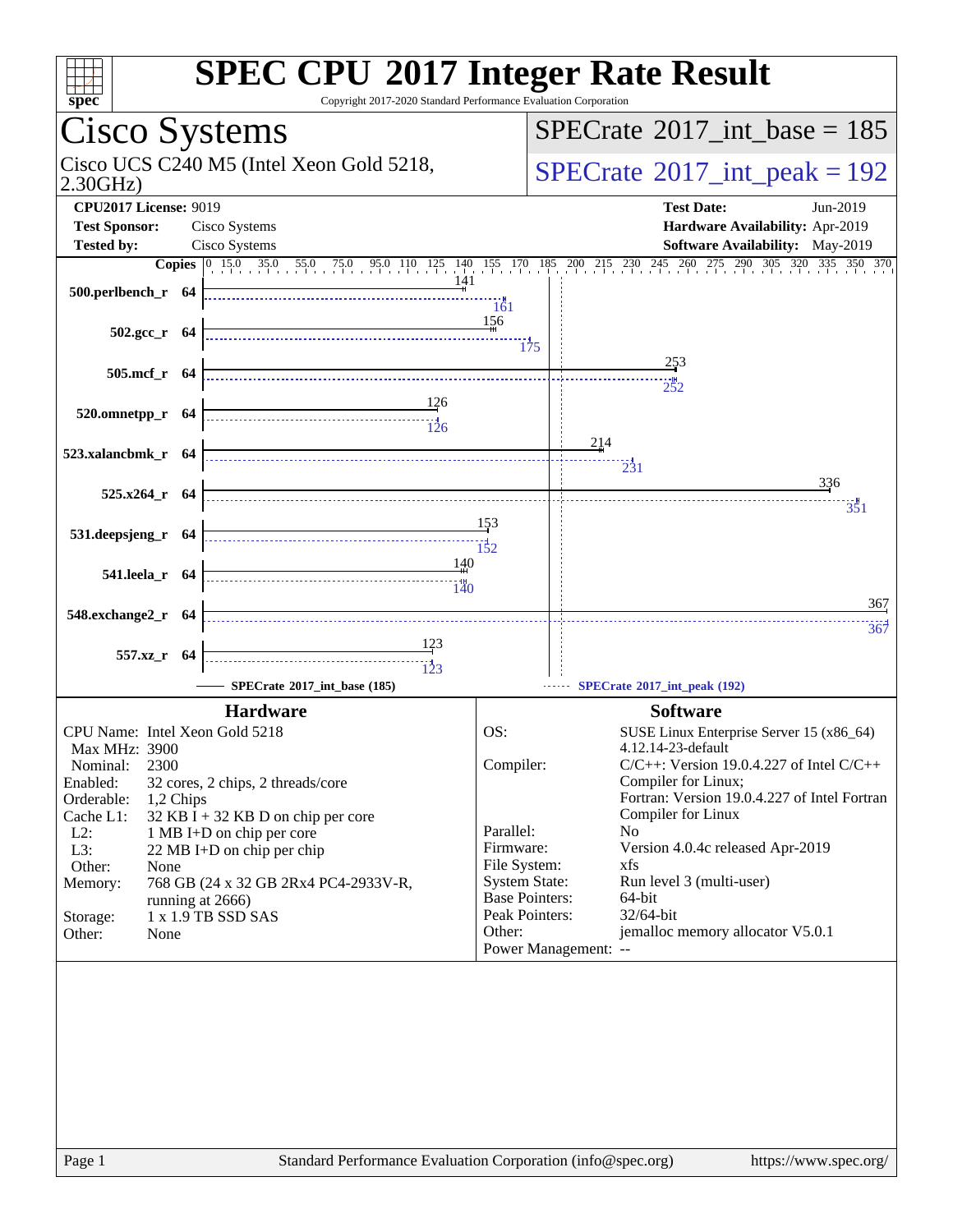# SPEC CPU 2017 Integer Rate Result

Copyright 2017-2020 Standard Performance Evaluation Corporation

## Cisco Systems

Cisco UCS C240 M5 (Intel Xeon Gold 5218, 2.30GHz)

SPECrate 2017_int_base = 185

SPECrate 2017_int_peak = 192

**CPU2017 License:** 9019
**Test Sponsor:** Cisco Systems
**Tested by:** Cisco Systems

**Test Date:** Jun-2019
**Hardware Availability:** Apr-2019
**Software Availability:** May-2019

| Benchmark | Copies | SPECrate 2017_int_base (185) | SPECrate 2017_int_peak (192) |
|---|---|---|---|
| 500.perlbench_r | 64 | 141 | 161 |
| 502.gcc_r | 64 | 156 | 175 |
| 505.mcf_r | 64 | 253 | 252 |
| 520.omnetpp_r | 64 | 126 | 126 |
| 523.xalancbmk_r | 64 | 214 | 231 |
| 525.x264_r | 64 | 336 | 351 |
| 531.deepsjeng_r | 64 | 153 | 152 |
| 541.leela_r | 64 | 140 | 140 |
| 548.exchange2_r | 64 | 367 | 367 |
| 557.xz_r | 64 | 123 | 123 |

### Hardware

| | |
|---|---|
| CPU Name: | Intel Xeon Gold 5218 |
| Max MHz: | 3900 |
| Nominal: | 2300 |
| Enabled: | 32 cores, 2 chips, 2 threads/core |
| Orderable: | 1,2 Chips |
| Cache L1: | 32 KB I + 32 KB D on chip per core |
| L2: | 1 MB I+D on chip per core |
| L3: | 22 MB I+D on chip per chip |
| Other: | None |
| Memory: | 768 GB (24 x 32 GB 2Rx4 PC4-2933V-R, running at 2666) |
| Storage: | 1 x 1.9 TB SSD SAS |
| Other: | None |

### Software

| | |
|---|---|
| OS: | SUSE Linux Enterprise Server 15 (x86_64) 4.12.14-23-default |
| Compiler: | C/C++: Version 19.0.4.227 of Intel C/C++ Compiler for Linux; Fortran: Version 19.0.4.227 of Intel Fortran Compiler for Linux |
| Parallel: | No |
| Firmware: | Version 4.0.4c released Apr-2019 |
| File System: | xfs |
| System State: | Run level 3 (multi-user) |
| Base Pointers: | 64-bit |
| Peak Pointers: | 32/64-bit |
| Other: | jemalloc memory allocator V5.0.1 |
| Power Management: | -- |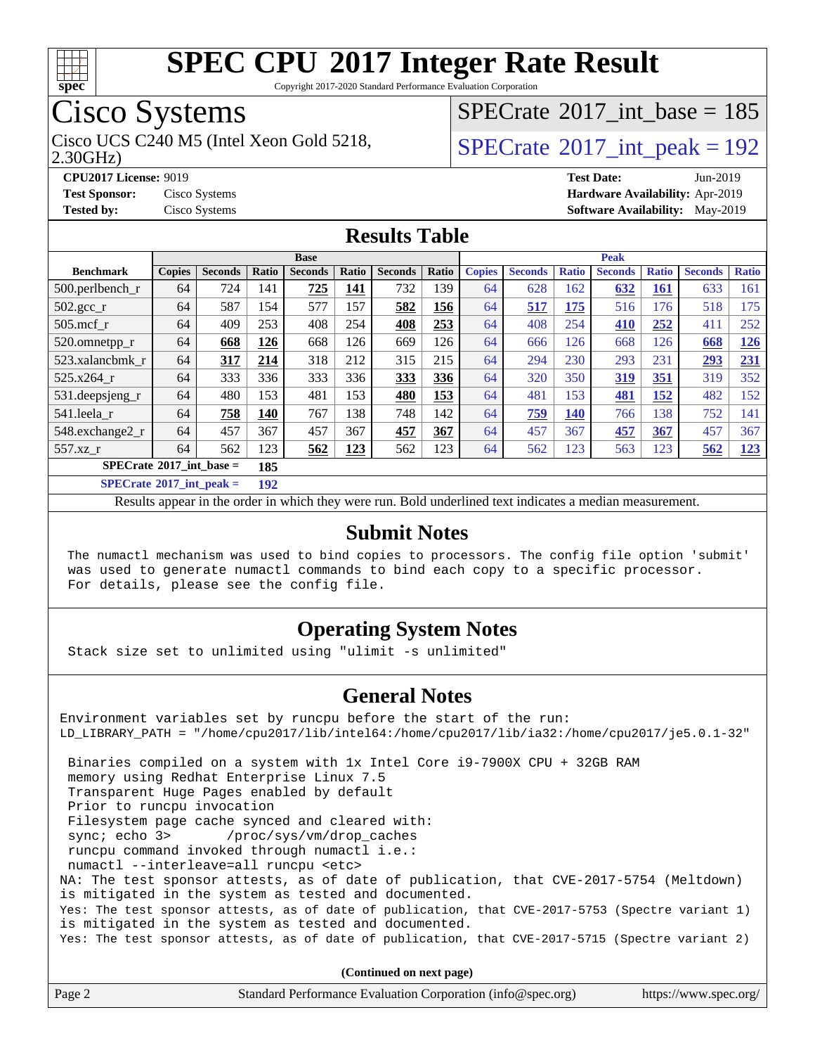# SPEC CPU 2017 Integer Rate Result

Copyright 2017-2020 Standard Performance Evaluation Corporation

## Cisco Systems

Cisco UCS C240 M5 (Intel Xeon Gold 5218, 2.30GHz)

SPECrate 2017_int_base = 185

SPECrate 2017_int_peak = 192

**CPU2017 License:** 9019
**Test Sponsor:** Cisco Systems
**Tested by:** Cisco Systems

**Test Date:** Jun-2019
**Hardware Availability:** Apr-2019
**Software Availability:** May-2019

## Results Table

| Benchmark | Base | | | | | | | Peak | | | | | | |
|---|---|---|---|---|---|---|---|---|---|---|---|---|---|---|
| | Copies | Seconds | Ratio | Seconds | Ratio | Seconds | Ratio | Copies | Seconds | Ratio | Seconds | Ratio | Seconds | Ratio |
| 500.perlbench_r | 64 | 724 | 141 | **725** | **141** | 732 | 139 | 64 | 628 | 162 | **632** | **161** | 633 | 161 |
| 502.gcc_r | 64 | 587 | 154 | 577 | 157 | **582** | **156** | 64 | **517** | **175** | 516 | 176 | 518 | 175 |
| 505.mcf_r | 64 | 409 | 253 | 408 | 254 | **408** | **253** | 64 | 408 | 254 | **410** | **252** | 411 | 252 |
| 520.omnetpp_r | 64 | **668** | **126** | 668 | 126 | 669 | 126 | 64 | 666 | 126 | 668 | 126 | **668** | **126** |
| 523.xalancbmk_r | 64 | **317** | **214** | 318 | 212 | 315 | 215 | 64 | 294 | 230 | 293 | 231 | **293** | **231** |
| 525.x264_r | 64 | 333 | 336 | 333 | 336 | **333** | **336** | 64 | 320 | 350 | **319** | **351** | 319 | 352 |
| 531.deepsjeng_r | 64 | 480 | 153 | 481 | 153 | **480** | **153** | 64 | 481 | 153 | **481** | **152** | 482 | 152 |
| 541.leela_r | 64 | **758** | **140** | 767 | 138 | 748 | 142 | 64 | **759** | **140** | 766 | 138 | 752 | 141 |
| 548.exchange2_r | 64 | 457 | 367 | 457 | 367 | **457** | **367** | 64 | 457 | 367 | **457** | **367** | 457 | 367 |
| 557.xz_r | 64 | 562 | 123 | **562** | **123** | 562 | 123 | 64 | 562 | 123 | 563 | 123 | **562** | **123** |

SPECrate 2017_int_base = **185**

SPECrate 2017_int_peak = **192**

Results appear in the order in which they were run. Bold underlined text indicates a median measurement.

## Submit Notes

```
The numactl mechanism was used to bind copies to processors. The config file option 'submit'
was used to generate numactl commands to bind each copy to a specific processor.
For details, please see the config file.
```

## Operating System Notes

```
Stack size set to unlimited using "ulimit -s unlimited"
```

## General Notes

```
Environment variables set by runcpu before the start of the run:
LD_LIBRARY_PATH = "/home/cpu2017/lib/intel64:/home/cpu2017/lib/ia32:/home/cpu2017/je5.0.1-32"

 Binaries compiled on a system with 1x Intel Core i9-7900X CPU + 32GB RAM
 memory using Redhat Enterprise Linux 7.5
 Transparent Huge Pages enabled by default
 Prior to runcpu invocation
 Filesystem page cache synced and cleared with:
 sync; echo 3>       /proc/sys/vm/drop_caches
 runcpu command invoked through numactl i.e.:
 numactl --interleave=all runcpu <etc>
NA: The test sponsor attests, as of date of publication, that CVE-2017-5754 (Meltdown)
is mitigated in the system as tested and documented.
Yes: The test sponsor attests, as of date of publication, that CVE-2017-5753 (Spectre variant 1)
is mitigated in the system as tested and documented.
Yes: The test sponsor attests, as of date of publication, that CVE-2017-5715 (Spectre variant 2)
```

**(Continued on next page)**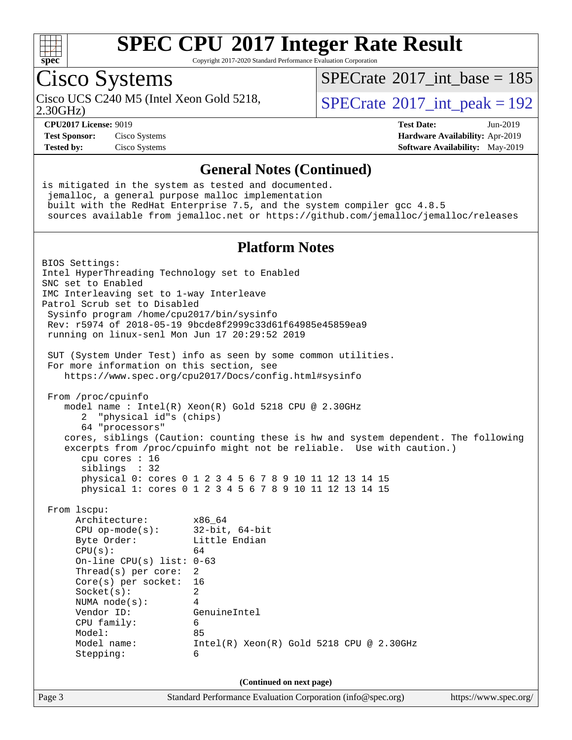## General Notes (Continued)

```
is mitigated in the system as tested and documented.
 jemalloc, a general purpose malloc implementation
 built with the RedHat Enterprise 7.5, and the system compiler gcc 4.8.5
 sources available from jemalloc.net or https://github.com/jemalloc/jemalloc/releases
```

## Platform Notes

```
BIOS Settings:
Intel HyperThreading Technology set to Enabled
SNC set to Enabled
IMC Interleaving set to 1-way Interleave
Patrol Scrub set to Disabled
 Sysinfo program /home/cpu2017/bin/sysinfo
 Rev: r5974 of 2018-05-19 9bcde8f2999c33d61f64985e45859ea9
 running on linux-senl Mon Jun 17 20:29:52 2019

 SUT (System Under Test) info as seen by some common utilities.
 For more information on this section, see
    https://www.spec.org/cpu2017/Docs/config.html#sysinfo

 From /proc/cpuinfo
    model name : Intel(R) Xeon(R) Gold 5218 CPU @ 2.30GHz
       2  "physical id"s (chips)
       64 "processors"
    cores, siblings (Caution: counting these is hw and system dependent. The following
    excerpts from /proc/cpuinfo might not be reliable.  Use with caution.)
       cpu cores : 16
       siblings  : 32
       physical 0: cores 0 1 2 3 4 5 6 7 8 9 10 11 12 13 14 15
       physical 1: cores 0 1 2 3 4 5 6 7 8 9 10 11 12 13 14 15

 From lscpu:
      Architecture:        x86_64
      CPU op-mode(s):      32-bit, 64-bit
      Byte Order:          Little Endian
      CPU(s):              64
      On-line CPU(s) list: 0-63
      Thread(s) per core:  2
      Core(s) per socket:  16
      Socket(s):           2
      NUMA node(s):        4
      Vendor ID:           GenuineIntel
      CPU family:          6
      Model:               85
      Model name:          Intel(R) Xeon(R) Gold 5218 CPU @ 2.30GHz
      Stepping:            6
```

(Continued on next page)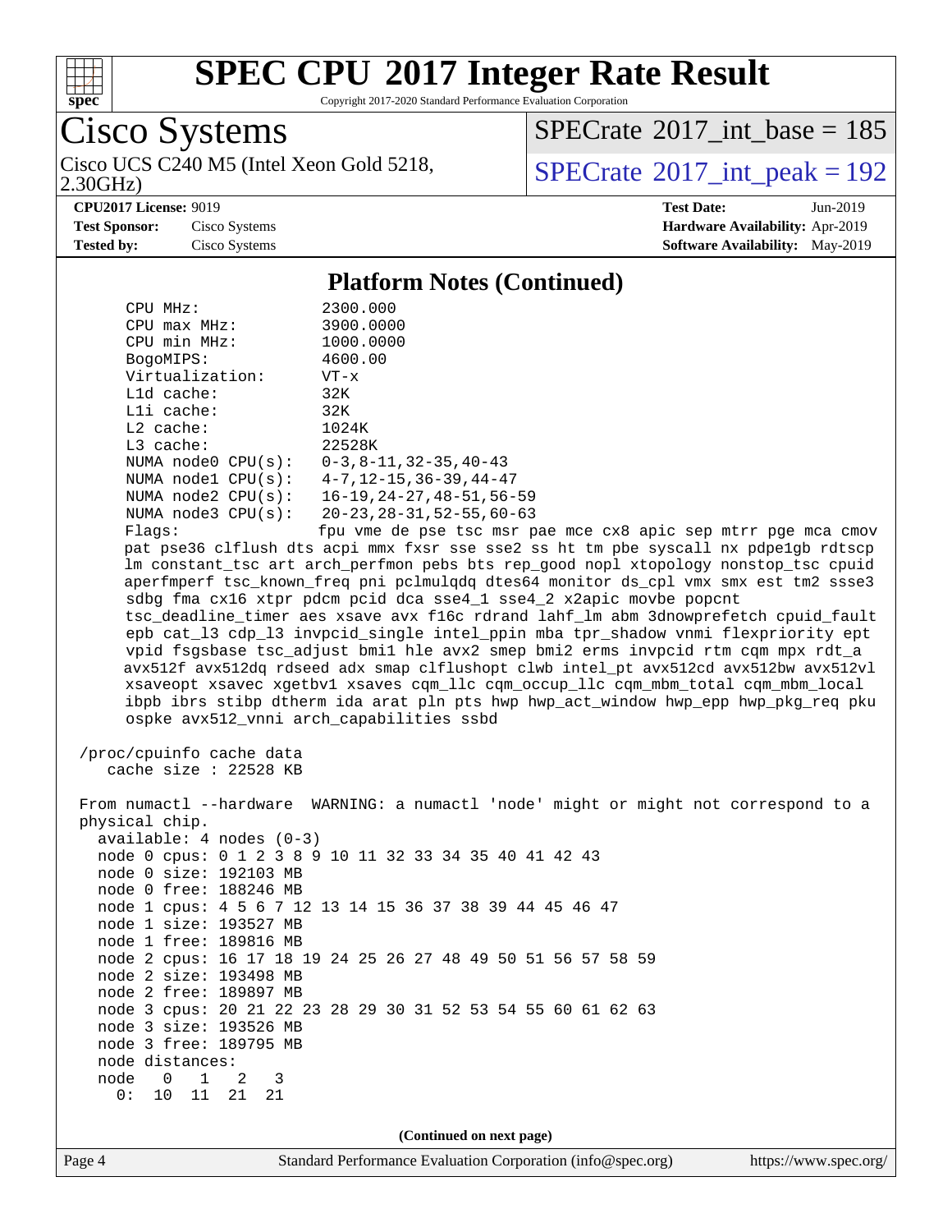# SPEC CPU 2017 Integer Rate Result

Copyright 2017-2020 Standard Performance Evaluation Corporation

**Cisco Systems**

Cisco UCS C240 M5 (Intel Xeon Gold 5218, 2.30GHz)

SPECrate 2017_int_base = 185

SPECrate 2017_int_peak = 192

**CPU2017 License:** 9019
**Test Sponsor:** Cisco Systems
**Tested by:** Cisco Systems

**Test Date:** Jun-2019
**Hardware Availability:** Apr-2019
**Software Availability:** May-2019

## Platform Notes (Continued)

```
    CPU MHz:               2300.000
    CPU max MHz:           3900.0000
    CPU min MHz:           1000.0000
    BogoMIPS:              4600.00
    Virtualization:        VT-x
    L1d cache:             32K
    L1i cache:             32K
    L2 cache:              1024K
    L3 cache:              22528K
    NUMA node0 CPU(s):     0-3,8-11,32-35,40-43
    NUMA node1 CPU(s):     4-7,12-15,36-39,44-47
    NUMA node2 CPU(s):     16-19,24-27,48-51,56-59
    NUMA node3 CPU(s):     20-23,28-31,52-55,60-63
    Flags:                 fpu vme de pse tsc msr pae mce cx8 apic sep mtrr pge mca cmov
    pat pse36 clflush dts acpi mmx fxsr sse sse2 ss ht tm pbe syscall nx pdpe1gb rdtscp
    lm constant_tsc art arch_perfmon pebs bts rep_good nopl xtopology nonstop_tsc cpuid
    aperfmperf tsc_known_freq pni pclmulqdq dtes64 monitor ds_cpl vmx smx est tm2 ssse3
    sdbg fma cx16 xtpr pdcm pcid dca sse4_1 sse4_2 x2apic movbe popcnt
    tsc_deadline_timer aes xsave avx f16c rdrand lahf_lm abm 3dnowprefetch cpuid_fault
    epb cat_l3 cdp_l3 invpcid_single intel_ppin mba tpr_shadow vnmi flexpriority ept
    vpid fsgsbase tsc_adjust bmi1 hle avx2 smep bmi2 erms invpcid rtm cqm mpx rdt_a
    avx512f avx512dq rdseed adx smap clflushopt clwb intel_pt avx512cd avx512bw avx512vl
    xsaveopt xsavec xgetbv1 xsaves cqm_llc cqm_occup_llc cqm_mbm_total cqm_mbm_local
    ibpb ibrs stibp dtherm ida arat pln pts hwp hwp_act_window hwp_epp hwp_pkg_req pku
    ospke avx512_vnni arch_capabilities ssbd

 /proc/cpuinfo cache data
    cache size : 22528 KB

 From numactl --hardware  WARNING: a numactl 'node' might or might not correspond to a
 physical chip.
   available: 4 nodes (0-3)
   node 0 cpus: 0 1 2 3 8 9 10 11 32 33 34 35 40 41 42 43
   node 0 size: 192103 MB
   node 0 free: 188246 MB
   node 1 cpus: 4 5 6 7 12 13 14 15 36 37 38 39 44 45 46 47
   node 1 size: 193527 MB
   node 1 free: 189816 MB
   node 2 cpus: 16 17 18 19 24 25 26 27 48 49 50 51 56 57 58 59
   node 2 size: 193498 MB
   node 2 free: 189897 MB
   node 3 cpus: 20 21 22 23 28 29 30 31 52 53 54 55 60 61 62 63
   node 3 size: 193526 MB
   node 3 free: 189795 MB
   node distances:
   node   0   1   2   3
     0:  10  11  21  21
```

(Continued on next page)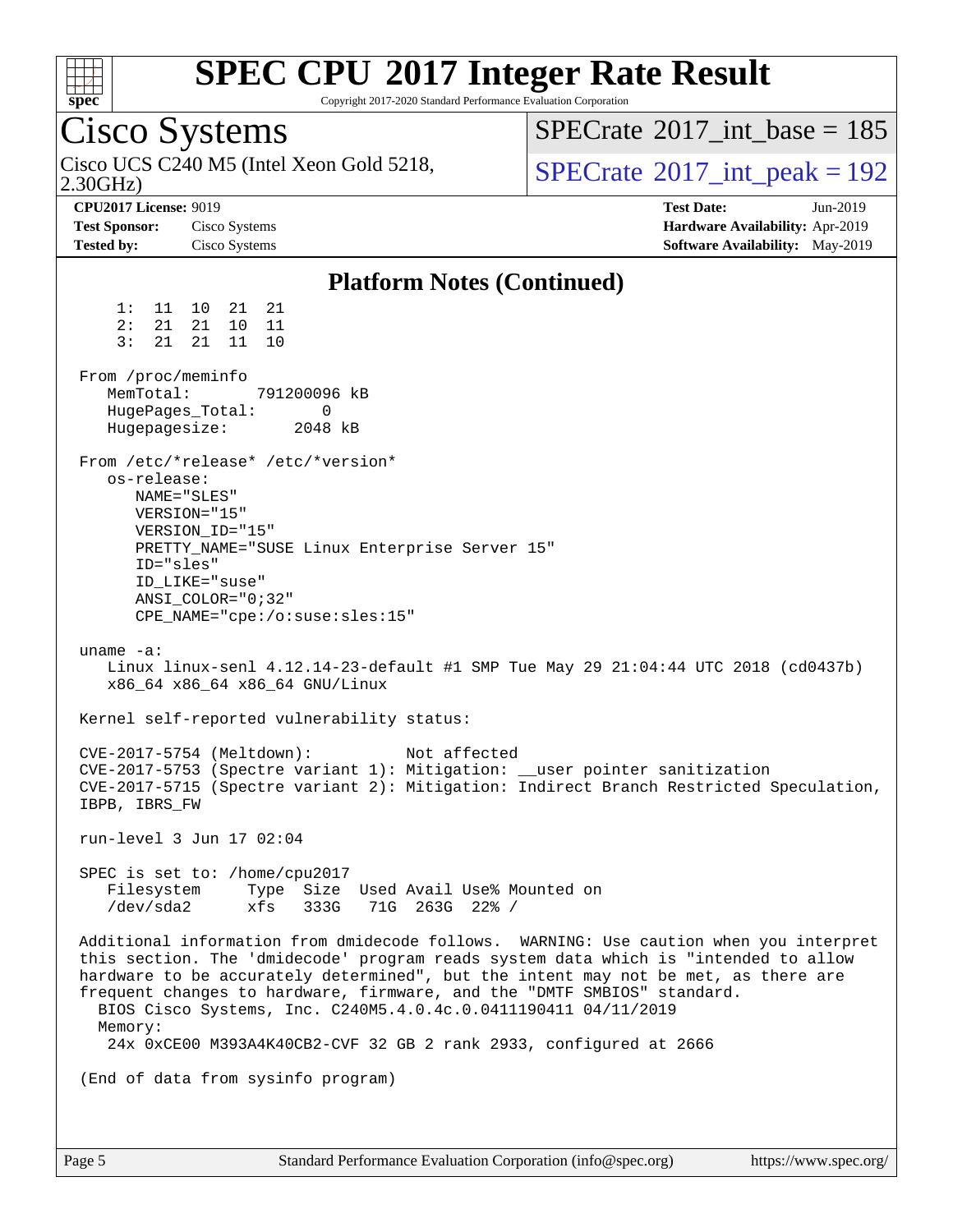# SPEC CPU 2017 Integer Rate Result

Copyright 2017-2020 Standard Performance Evaluation Corporation

## Cisco Systems

Cisco UCS C240 M5 (Intel Xeon Gold 5218, 2.30GHz)

SPECrate 2017_int_base = 185

SPECrate 2017_int_peak = 192

**CPU2017 License:** 9019
**Test Sponsor:** Cisco Systems
**Tested by:** Cisco Systems

**Test Date:** Jun-2019
**Hardware Availability:** Apr-2019
**Software Availability:** May-2019

### Platform Notes (Continued)

```
     1:  11  10  21  21
     2:  21  21  10  11
     3:  21  21  11  10

 From /proc/meminfo
    MemTotal:       791200096 kB
    HugePages_Total:       0
    Hugepagesize:       2048 kB

 From /etc/*release* /etc/*version*
    os-release:
       NAME="SLES"
       VERSION="15"
       VERSION_ID="15"
       PRETTY_NAME="SUSE Linux Enterprise Server 15"
       ID="sles"
       ID_LIKE="suse"
       ANSI_COLOR="0;32"
       CPE_NAME="cpe:/o:suse:sles:15"

 uname -a:
    Linux linux-senl 4.12.14-23-default #1 SMP Tue May 29 21:04:44 UTC 2018 (cd0437b)
    x86_64 x86_64 x86_64 GNU/Linux

 Kernel self-reported vulnerability status:

 CVE-2017-5754 (Meltdown):          Not affected
 CVE-2017-5753 (Spectre variant 1): Mitigation: __user pointer sanitization
 CVE-2017-5715 (Spectre variant 2): Mitigation: Indirect Branch Restricted Speculation,
 IBPB, IBRS_FW

 run-level 3 Jun 17 02:04

 SPEC is set to: /home/cpu2017
    Filesystem     Type  Size  Used Avail Use% Mounted on
    /dev/sda2      xfs   333G   71G  263G  22% /

 Additional information from dmidecode follows.  WARNING: Use caution when you interpret
 this section. The 'dmidecode' program reads system data which is "intended to allow
 hardware to be accurately determined", but the intent may not be met, as there are
 frequent changes to hardware, firmware, and the "DMTF SMBIOS" standard.
   BIOS Cisco Systems, Inc. C240M5.4.0.4c.0.0411190411 04/11/2019
   Memory:
    24x 0xCE00 M393A4K40CB2-CVF 32 GB 2 rank 2933, configured at 2666

 (End of data from sysinfo program)
```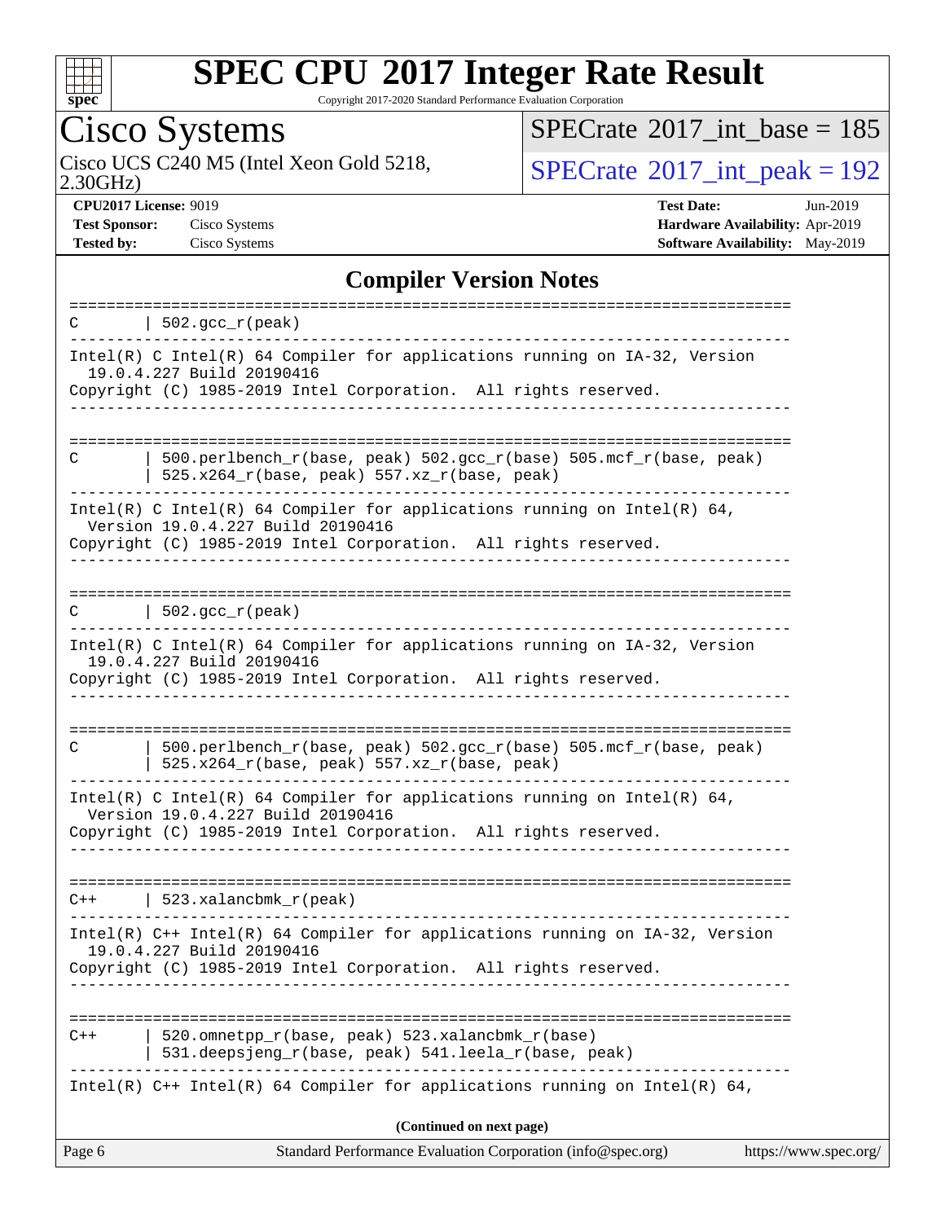## Compiler Version Notes

```
==============================================================================
C       | 502.gcc_r(peak)
------------------------------------------------------------------------------
Intel(R) C Intel(R) 64 Compiler for applications running on IA-32, Version
  19.0.4.227 Build 20190416
Copyright (C) 1985-2019 Intel Corporation.  All rights reserved.
------------------------------------------------------------------------------

==============================================================================
C       | 500.perlbench_r(base, peak) 502.gcc_r(base) 505.mcf_r(base, peak)
        | 525.x264_r(base, peak) 557.xz_r(base, peak)
------------------------------------------------------------------------------
Intel(R) C Intel(R) 64 Compiler for applications running on Intel(R) 64,
  Version 19.0.4.227 Build 20190416
Copyright (C) 1985-2019 Intel Corporation.  All rights reserved.
------------------------------------------------------------------------------

==============================================================================
C       | 502.gcc_r(peak)
------------------------------------------------------------------------------
Intel(R) C Intel(R) 64 Compiler for applications running on IA-32, Version
  19.0.4.227 Build 20190416
Copyright (C) 1985-2019 Intel Corporation.  All rights reserved.
------------------------------------------------------------------------------

==============================================================================
C       | 500.perlbench_r(base, peak) 502.gcc_r(base) 505.mcf_r(base, peak)
        | 525.x264_r(base, peak) 557.xz_r(base, peak)
------------------------------------------------------------------------------
Intel(R) C Intel(R) 64 Compiler for applications running on Intel(R) 64,
  Version 19.0.4.227 Build 20190416
Copyright (C) 1985-2019 Intel Corporation.  All rights reserved.
------------------------------------------------------------------------------

==============================================================================
C++     | 523.xalancbmk_r(peak)
------------------------------------------------------------------------------
Intel(R) C++ Intel(R) 64 Compiler for applications running on IA-32, Version
  19.0.4.227 Build 20190416
Copyright (C) 1985-2019 Intel Corporation.  All rights reserved.
------------------------------------------------------------------------------

==============================================================================
C++     | 520.omnetpp_r(base, peak) 523.xalancbmk_r(base)
        | 531.deepsjeng_r(base, peak) 541.leela_r(base, peak)
------------------------------------------------------------------------------
Intel(R) C++ Intel(R) 64 Compiler for applications running on Intel(R) 64,
```

**(Continued on next page)**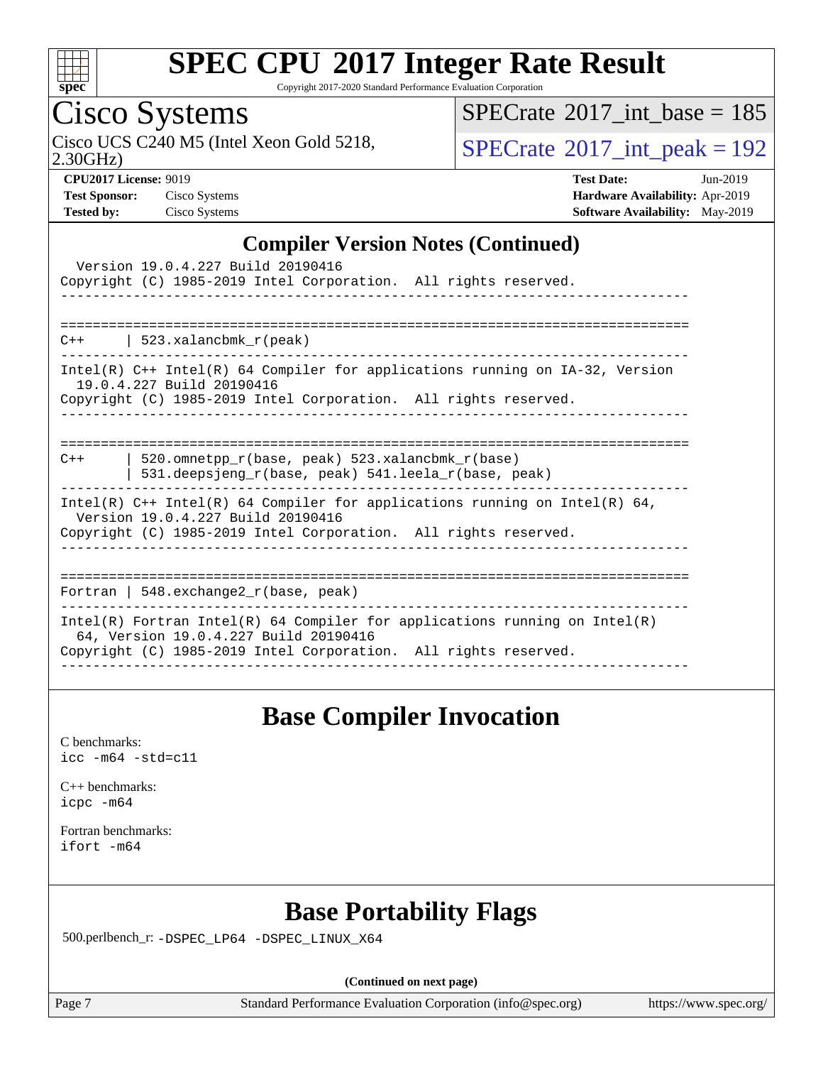## Compiler Version Notes (Continued)

```
  Version 19.0.4.227 Build 20190416
Copyright (C) 1985-2019 Intel Corporation.  All rights reserved.
------------------------------------------------------------------------------

==============================================================================
C++      | 523.xalancbmk_r(peak)
------------------------------------------------------------------------------
Intel(R) C++ Intel(R) 64 Compiler for applications running on IA-32, Version
  19.0.4.227 Build 20190416
Copyright (C) 1985-2019 Intel Corporation.  All rights reserved.
------------------------------------------------------------------------------

==============================================================================
C++      | 520.omnetpp_r(base, peak) 523.xalancbmk_r(base)
         | 531.deepsjeng_r(base, peak) 541.leela_r(base, peak)
------------------------------------------------------------------------------
Intel(R) C++ Intel(R) 64 Compiler for applications running on Intel(R) 64,
  Version 19.0.4.227 Build 20190416
Copyright (C) 1985-2019 Intel Corporation.  All rights reserved.
------------------------------------------------------------------------------

==============================================================================
Fortran | 548.exchange2_r(base, peak)
------------------------------------------------------------------------------
Intel(R) Fortran Intel(R) 64 Compiler for applications running on Intel(R)
  64, Version 19.0.4.227 Build 20190416
Copyright (C) 1985-2019 Intel Corporation.  All rights reserved.
------------------------------------------------------------------------------
```

## Base Compiler Invocation

C benchmarks:
`icc -m64 -std=c11`

C++ benchmarks:
`icpc -m64`

Fortran benchmarks:
`ifort -m64`

## Base Portability Flags

500.perlbench_r: `-DSPEC_LP64 -DSPEC_LINUX_X64`

**(Continued on next page)**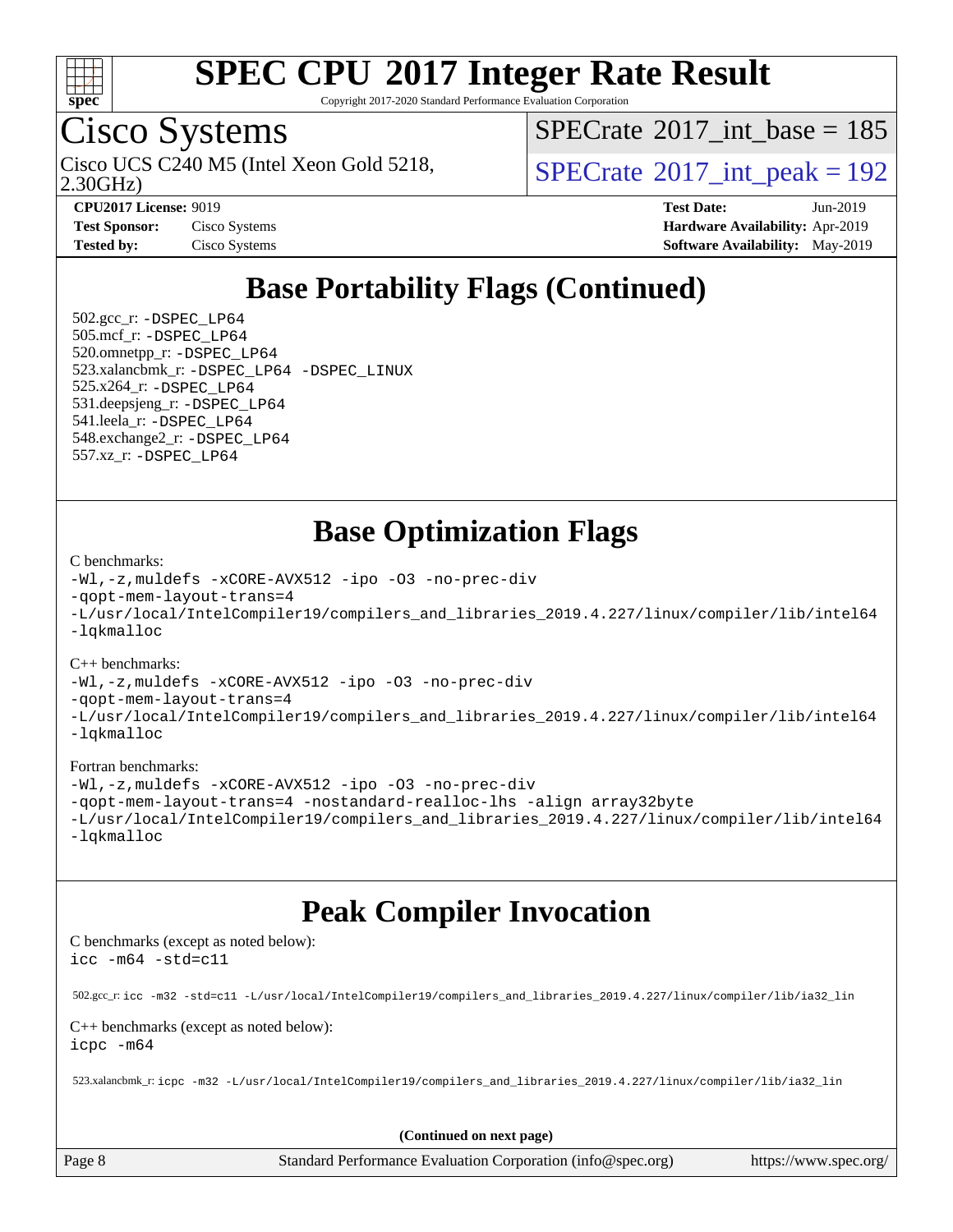# SPEC CPU 2017 Integer Rate Result

Copyright 2017-2020 Standard Performance Evaluation Corporation

## Cisco Systems

Cisco UCS C240 M5 (Intel Xeon Gold 5218, 2.30GHz)

SPECrate 2017_int_base = 185

SPECrate 2017_int_peak = 192

**CPU2017 License:** 9019
**Test Sponsor:** Cisco Systems
**Tested by:** Cisco Systems

**Test Date:** Jun-2019
**Hardware Availability:** Apr-2019
**Software Availability:** May-2019

## Base Portability Flags (Continued)

502.gcc_r: -DSPEC_LP64
505.mcf_r: -DSPEC_LP64
520.omnetpp_r: -DSPEC_LP64
523.xalancbmk_r: -DSPEC_LP64 -DSPEC_LINUX
525.x264_r: -DSPEC_LP64
531.deepsjeng_r: -DSPEC_LP64
541.leela_r: -DSPEC_LP64
548.exchange2_r: -DSPEC_LP64
557.xz_r: -DSPEC_LP64

## Base Optimization Flags

C benchmarks:
```
-Wl,-z,muldefs -xCORE-AVX512 -ipo -O3 -no-prec-div
-qopt-mem-layout-trans=4
-L/usr/local/IntelCompiler19/compilers_and_libraries_2019.4.227/linux/compiler/lib/intel64
-lqkmalloc
```

C++ benchmarks:
```
-Wl,-z,muldefs -xCORE-AVX512 -ipo -O3 -no-prec-div
-qopt-mem-layout-trans=4
-L/usr/local/IntelCompiler19/compilers_and_libraries_2019.4.227/linux/compiler/lib/intel64
-lqkmalloc
```

Fortran benchmarks:
```
-Wl,-z,muldefs -xCORE-AVX512 -ipo -O3 -no-prec-div
-qopt-mem-layout-trans=4 -nostandard-realloc-lhs -align array32byte
-L/usr/local/IntelCompiler19/compilers_and_libraries_2019.4.227/linux/compiler/lib/intel64
-lqkmalloc
```

## Peak Compiler Invocation

C benchmarks (except as noted below):
```
icc -m64 -std=c11
```

502.gcc_r: `icc -m32 -std=c11 -L/usr/local/IntelCompiler19/compilers_and_libraries_2019.4.227/linux/compiler/lib/ia32_lin`

C++ benchmarks (except as noted below):
```
icpc -m64
```

523.xalancbmk_r: `icpc -m32 -L/usr/local/IntelCompiler19/compilers_and_libraries_2019.4.227/linux/compiler/lib/ia32_lin`

**(Continued on next page)**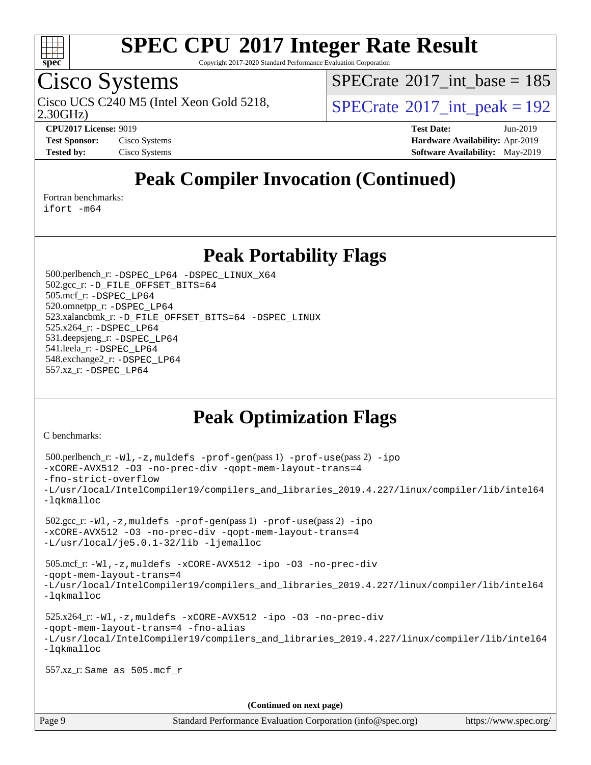# SPEC CPU 2017 Integer Rate Result

Copyright 2017-2020 Standard Performance Evaluation Corporation

## Cisco Systems

Cisco UCS C240 M5 (Intel Xeon Gold 5218, 2.30GHz)

SPECrate 2017_int_base = 185

SPECrate 2017_int_peak = 192

**CPU2017 License:** 9019
**Test Sponsor:** Cisco Systems
**Tested by:** Cisco Systems

**Test Date:** Jun-2019
**Hardware Availability:** Apr-2019
**Software Availability:** May-2019

## Peak Compiler Invocation (Continued)

Fortran benchmarks:
ifort -m64

## Peak Portability Flags

500.perlbench_r: -DSPEC_LP64 -DSPEC_LINUX_X64
502.gcc_r: -D_FILE_OFFSET_BITS=64
505.mcf_r: -DSPEC_LP64
520.omnetpp_r: -DSPEC_LP64
523.xalancbmk_r: -D_FILE_OFFSET_BITS=64 -DSPEC_LINUX
525.x264_r: -DSPEC_LP64
531.deepsjeng_r: -DSPEC_LP64
541.leela_r: -DSPEC_LP64
548.exchange2_r: -DSPEC_LP64
557.xz_r: -DSPEC_LP64

## Peak Optimization Flags

C benchmarks:

500.perlbench_r: -Wl,-z,muldefs -prof-gen(pass 1) -prof-use(pass 2) -ipo -xCORE-AVX512 -O3 -no-prec-div -qopt-mem-layout-trans=4 -fno-strict-overflow -L/usr/local/IntelCompiler19/compilers_and_libraries_2019.4.227/linux/compiler/lib/intel64 -lqkmalloc

502.gcc_r: -Wl,-z,muldefs -prof-gen(pass 1) -prof-use(pass 2) -ipo -xCORE-AVX512 -O3 -no-prec-div -qopt-mem-layout-trans=4 -L/usr/local/je5.0.1-32/lib -ljemalloc

505.mcf_r: -Wl,-z,muldefs -xCORE-AVX512 -ipo -O3 -no-prec-div -qopt-mem-layout-trans=4 -L/usr/local/IntelCompiler19/compilers_and_libraries_2019.4.227/linux/compiler/lib/intel64 -lqkmalloc

525.x264_r: -Wl,-z,muldefs -xCORE-AVX512 -ipo -O3 -no-prec-div -qopt-mem-layout-trans=4 -fno-alias -L/usr/local/IntelCompiler19/compilers_and_libraries_2019.4.227/linux/compiler/lib/intel64 -lqkmalloc

557.xz_r: Same as 505.mcf_r

**(Continued on next page)**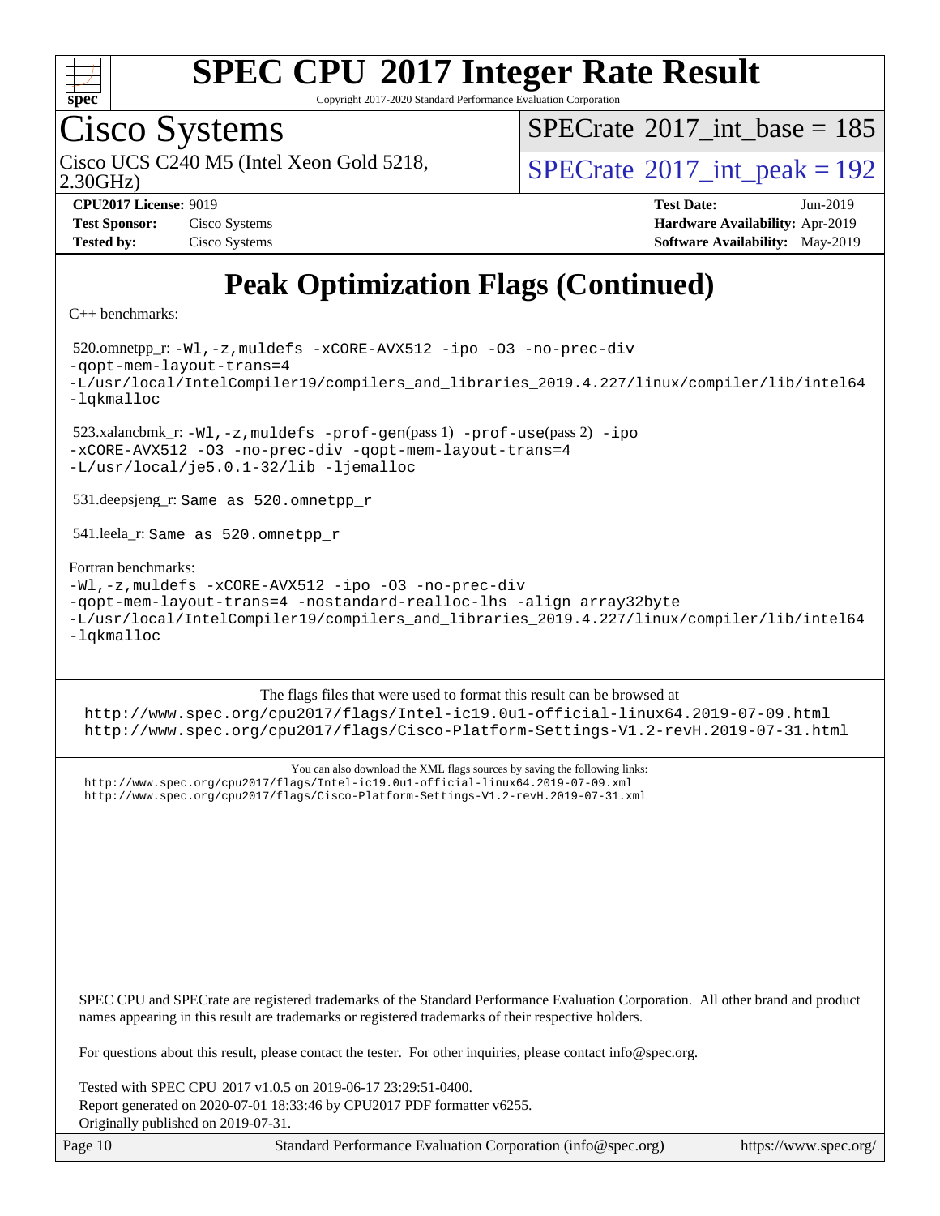# Peak Optimization Flags (Continued)

C++ benchmarks:

520.omnetpp_r: -Wl,-z,muldefs -xCORE-AVX512 -ipo -O3 -no-prec-div -qopt-mem-layout-trans=4 -L/usr/local/IntelCompiler19/compilers_and_libraries_2019.4.227/linux/compiler/lib/intel64 -lqkmalloc

523.xalancbmk_r: -Wl,-z,muldefs -prof-gen(pass 1) -prof-use(pass 2) -ipo -xCORE-AVX512 -O3 -no-prec-div -qopt-mem-layout-trans=4 -L/usr/local/je5.0.1-32/lib -ljemalloc

531.deepsjeng_r: Same as 520.omnetpp_r

541.leela_r: Same as 520.omnetpp_r

Fortran benchmarks:

-Wl,-z,muldefs -xCORE-AVX512 -ipo -O3 -no-prec-div -qopt-mem-layout-trans=4 -nostandard-realloc-lhs -align array32byte -L/usr/local/IntelCompiler19/compilers_and_libraries_2019.4.227/linux/compiler/lib/intel64 -lqkmalloc

The flags files that were used to format this result can be browsed at
http://www.spec.org/cpu2017/flags/Intel-ic19.0u1-official-linux64.2019-07-09.html
http://www.spec.org/cpu2017/flags/Cisco-Platform-Settings-V1.2-revH.2019-07-31.html

You can also download the XML flags sources by saving the following links:
http://www.spec.org/cpu2017/flags/Intel-ic19.0u1-official-linux64.2019-07-09.xml
http://www.spec.org/cpu2017/flags/Cisco-Platform-Settings-V1.2-revH.2019-07-31.xml

SPEC CPU and SPECrate are registered trademarks of the Standard Performance Evaluation Corporation. All other brand and product names appearing in this result are trademarks or registered trademarks of their respective holders.

For questions about this result, please contact the tester. For other inquiries, please contact info@spec.org.

Tested with SPEC CPU 2017 v1.0.5 on 2019-06-17 23:29:51-0400.
Report generated on 2020-07-01 18:33:46 by CPU2017 PDF formatter v6255.
Originally published on 2019-07-31.